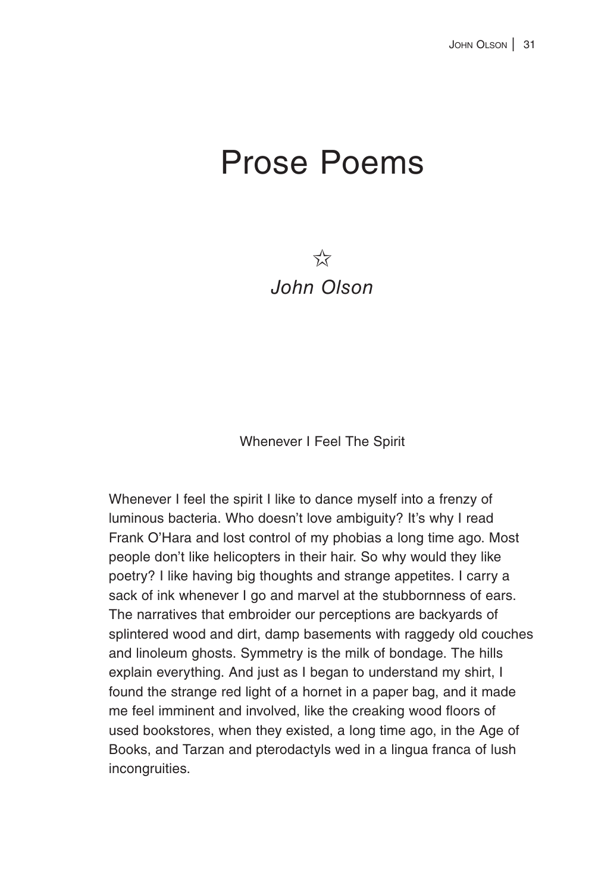# Prose Poems

☆

*John Olson*

### Whenever I Feel The Spirit

Whenever I feel the spirit I like to dance myself into a frenzy of luminous bacteria. Who doesn't love ambiguity? It's why I read Frank O'Hara and lost control of my phobias a long time ago. Most people don't like helicopters in their hair. So why would they like poetry? I like having big thoughts and strange appetites. I carry a sack of ink whenever I go and marvel at the stubbornness of ears. The narratives that embroider our perceptions are backyards of splintered wood and dirt, damp basements with raggedy old couches and linoleum ghosts. Symmetry is the milk of bondage. The hills explain everything. And just as I began to understand my shirt, I found the strange red light of a hornet in a paper bag, and it made me feel imminent and involved, like the creaking wood floors of used bookstores, when they existed, a long time ago, in the Age of Books, and Tarzan and pterodactyls wed in a lingua franca of lush incongruities.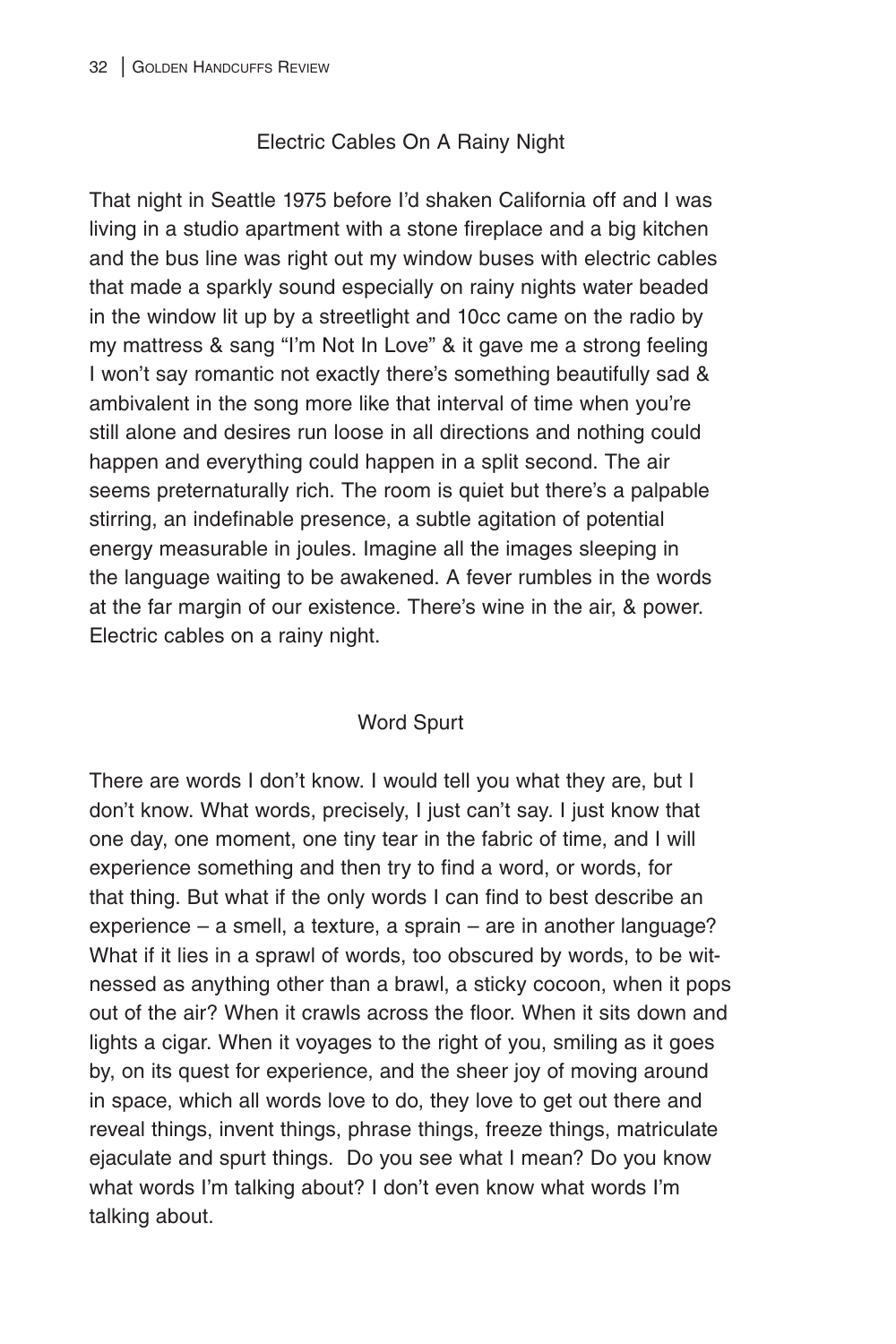## Electric Cables On A Rainy Night

That night in Seattle 1975 before I'd shaken California off and I was living in a studio apartment with a stone fireplace and a big kitchen and the bus line was right out my window buses with electric cables that made a sparkly sound especially on rainy nights water beaded in the window lit up by a streetlight and 10cc came on the radio by my mattress & sang "I'm Not In Love" & it gave me a strong feeling I won't say romantic not exactly there's something beautifully sad & ambivalent in the song more like that interval of time when you're still alone and desires run loose in all directions and nothing could happen and everything could happen in a split second. The air seems preternaturally rich. The room is quiet but there's a palpable stirring, an indefinable presence, a subtle agitation of potential energy measurable in joules. Imagine all the images sleeping in the language waiting to be awakened. A fever rumbles in the words at the far margin of our existence. There's wine in the air, & power. Electric cables on a rainy night.

## Word Spurt

There are words I don't know. I would tell you what they are, but I don't know. What words, precisely, I just can't say. I just know that one day, one moment, one tiny tear in the fabric of time, and I will experience something and then try to find a word, or words, for that thing. But what if the only words I can find to best describe an experience – a smell, a texture, a sprain – are in another language? What if it lies in a sprawl of words, too obscured by words, to be witnessed as anything other than a brawl, a sticky cocoon, when it pops out of the air? When it crawls across the floor. When it sits down and lights a cigar. When it voyages to the right of you, smiling as it goes by, on its quest for experience, and the sheer joy of moving around in space, which all words love to do, they love to get out there and reveal things, invent things, phrase things, freeze things, matriculate ejaculate and spurt things. Do you see what I mean? Do you know what words I'm talking about? I don't even know what words I'm talking about.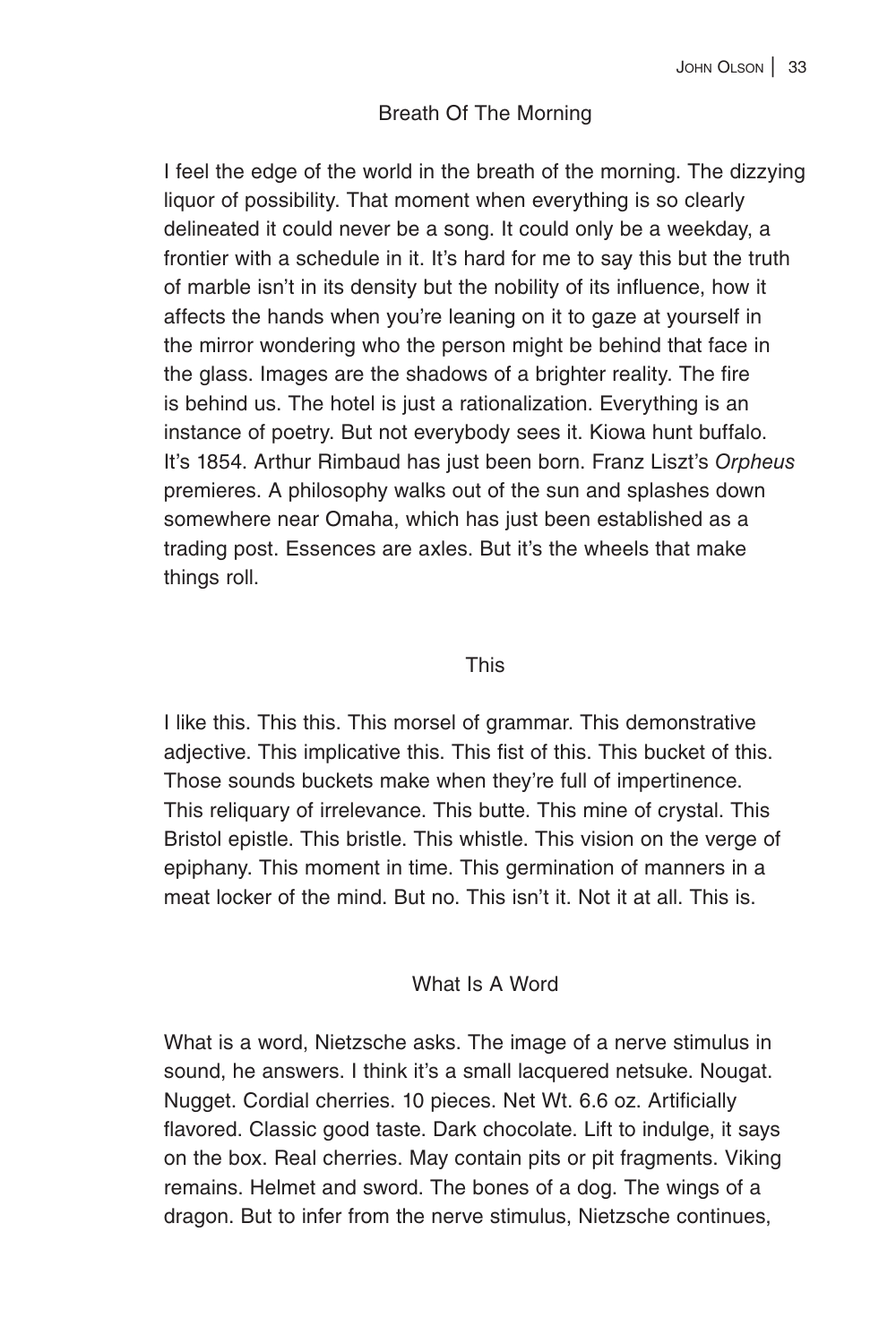## Breath Of The Morning

I feel the edge of the world in the breath of the morning. The dizzying liquor of possibility. That moment when everything is so clearly delineated it could never be a song. It could only be a weekday, a frontier with a schedule in it. It's hard for me to say this but the truth of marble isn't in its density but the nobility of its influence, how it affects the hands when you're leaning on it to gaze at yourself in the mirror wondering who the person might be behind that face in the glass. Images are the shadows of a brighter reality. The fire is behind us. The hotel is just a rationalization. Everything is an instance of poetry. But not everybody sees it. Kiowa hunt buffalo. It's 1854. Arthur Rimbaud has just been born. Franz Liszt's *Orpheus* premieres. A philosophy walks out of the sun and splashes down somewhere near Omaha, which has just been established as a trading post. Essences are axles. But it's the wheels that make things roll.

## This

I like this. This this. This morsel of grammar. This demonstrative adjective. This implicative this. This fist of this. This bucket of this. Those sounds buckets make when they're full of impertinence. This reliquary of irrelevance. This butte. This mine of crystal. This Bristol epistle. This bristle. This whistle. This vision on the verge of epiphany. This moment in time. This germination of manners in a meat locker of the mind. But no. This isn't it. Not it at all. This is.

## What Is A Word

What is a word, Nietzsche asks. The image of a nerve stimulus in sound, he answers. I think it's a small lacquered netsuke. Nougat. Nugget. Cordial cherries. 10 pieces. Net Wt. 6.6 oz. Artificially flavored. Classic good taste. Dark chocolate. Lift to indulge, it says on the box. Real cherries. May contain pits or pit fragments. Viking remains. Helmet and sword. The bones of a dog. The wings of a dragon. But to infer from the nerve stimulus, Nietzsche continues,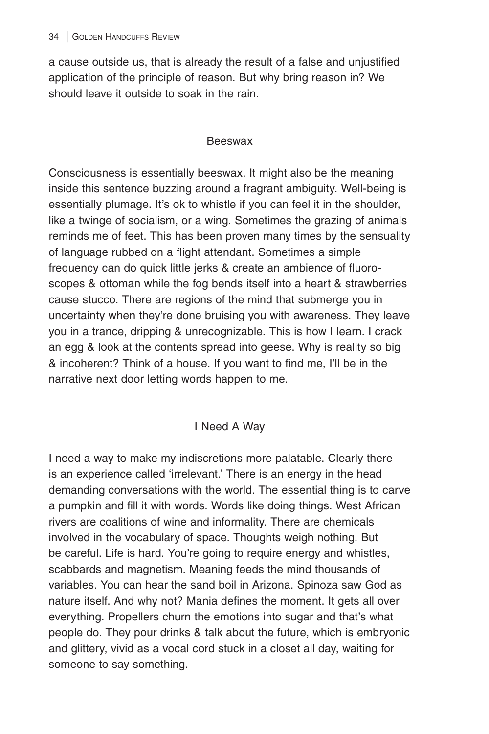a cause outside us, that is already the result of a false and unjustified application of the principle of reason. But why bring reason in? We should leave it outside to soak in the rain.

## Beeswax

Consciousness is essentially beeswax. It might also be the meaning inside this sentence buzzing around a fragrant ambiguity. Well-being is essentially plumage. It's ok to whistle if you can feel it in the shoulder, like a twinge of socialism, or a wing. Sometimes the grazing of animals reminds me of feet. This has been proven many times by the sensuality of language rubbed on a flight attendant. Sometimes a simple frequency can do quick little jerks & create an ambience of fluoroscopes & ottoman while the fog bends itself into a heart & strawberries cause stucco. There are regions of the mind that submerge you in uncertainty when they're done bruising you with awareness. They leave you in a trance, dripping & unrecognizable. This is how I learn. I crack an egg & look at the contents spread into geese. Why is reality so big & incoherent? Think of a house. If you want to find me, I'll be in the narrative next door letting words happen to me.

## I Need A Way

I need a way to make my indiscretions more palatable. Clearly there is an experience called 'irrelevant.' There is an energy in the head demanding conversations with the world. The essential thing is to carve a pumpkin and fill it with words. Words like doing things. West African rivers are coalitions of wine and informality. There are chemicals involved in the vocabulary of space. Thoughts weigh nothing. But be careful. Life is hard. You're going to require energy and whistles, scabbards and magnetism. Meaning feeds the mind thousands of variables. You can hear the sand boil in Arizona. Spinoza saw God as nature itself. And why not? Mania defines the moment. It gets all over everything. Propellers churn the emotions into sugar and that's what people do. They pour drinks & talk about the future, which is embryonic and glittery, vivid as a vocal cord stuck in a closet all day, waiting for someone to say something.